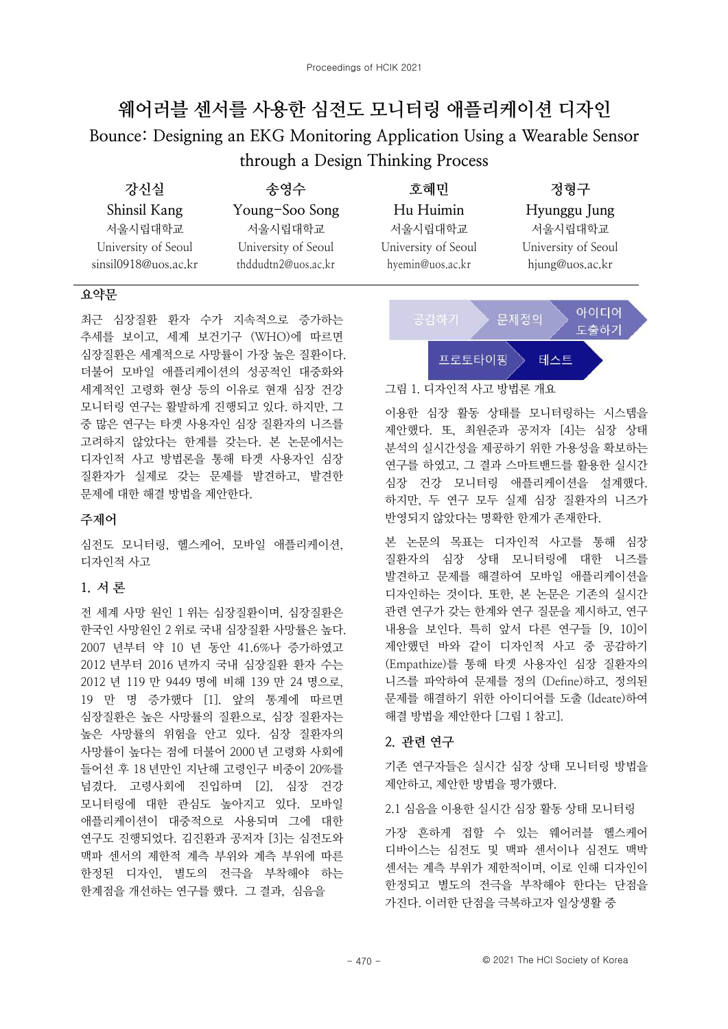# 웨어러블 센서를 사용한 심전도 모니터링 애플리케이션 디자인

# Bounce: Designing an EKG Monitoring Application Using a Wearable Sensor through a Design Thinking Process

| 강신실 | 송영수 | 호혜민 | 정형구 |
|---|---|---|---|
| Shinsil Kang | Young-Soo Song | Hu Huimin | Hyunggu Jung |
| 서울시립대학교 | 서울시립대학교 | 서울시립대학교 | 서울시립대학교 |
| University of Seoul | University of Seoul | University of Seoul | University of Seoul |
| sinsil0918@uos.ac.kr | thddudtn2@uos.ac.kr | hyemin@uos.ac.kr | hjung@uos.ac.kr |

## 요약문

최근 심장질환 환자 수가 지속적으로 증가하는 추세를 보이고, 세계 보건기구 (WHO)에 따르면 심장질환은 세계적으로 사망률이 가장 높은 질환이다. 더불어 모바일 애플리케이션의 성공적인 대중화와 세계적인 고령화 현상 등의 이유로 현재 심장 건강 모니터링 연구는 활발하게 진행되고 있다. 하지만, 그 중 많은 연구는 타겟 사용자인 심장 질환자의 니즈를 고려하지 않았다는 한계를 갖는다. 본 논문에서는 디자인적 사고 방법론을 통해 타겟 사용자인 심장 질환자가 실제로 갖는 문제를 발견하고, 발견한 문제에 대한 해결 방법을 제안한다.

## 주제어

심전도 모니터링, 헬스케어, 모바일 애플리케이션, 디자인적 사고

## 1. 서 론

전 세계 사망 원인 1 위는 심장질환이며, 심장질환은 한국인 사망원인 2 위로 국내 심장질환 사망률은 높다. 2007 년부터 약 10 년 동안 41.6%나 증가하였고 2012 년부터 2016 년까지 국내 심장질환 환자 수는 2012 년 119 만 9449 명에 비해 139 만 24 명으로, 19 만 명 증가했다 [1]. 앞의 통계에 따르면 심장질환은 높은 사망률의 질환으로, 심장 질환자는 높은 사망률의 위험을 안고 있다. 심장 질환자의 사망률이 높다는 점에 더불어 2000 년 고령화 사회에 들어선 후 18 년만인 지난해 고령인구 비중이 20%를 넘겼다. 고령사회에 진입하며 [2], 심장 건강 모니터링에 대한 관심도 높아지고 있다. 모바일 애플리케이션이 대중적으로 사용되며 그에 대한 연구도 진행되었다. 김진환과 공저자 [3]는 심전도와 맥파 센서의 제한적 계측 부위와 계측 부위에 따른 한정된 디자인, 별도의 전극을 부착해야 하는 한계점을 개선하는 연구를 했다. 그 결과, 심음을 이용한 심장 활동 상태를 모니터링하는 시스템을 제안했다. 또, 최원준과 공저자 [4]는 심장 상태 분석의 실시간성을 제공하기 위한 가용성을 확보하는 연구를 하였고, 그 결과 스마트밴드를 활용한 실시간 심장 건강 모니터링 애플리케이션을 설계했다. 하지만, 두 연구 모두 실제 심장 질환자의 니즈가 반영되지 않았다는 명확한 한계가 존재한다.

공감하기 → 문제정의 → 아이디어 도출하기 → 프로토타이핑 → 테스트

그림 1. 디자인적 사고 방법론 개요

본 논문의 목표는 디자인적 사고를 통해 심장 질환자의 심장 상태 모니터링에 대한 니즈를 발견하고 문제를 해결하여 모바일 애플리케이션을 디자인하는 것이다. 또한, 본 논문은 기존의 실시간 관련 연구가 갖는 한계와 연구 질문을 제시하고, 연구 내용을 보인다. 특히 앞서 다른 연구들 [9, 10]이 제안했던 바와 같이 디자인적 사고 중 공감하기 (Empathize)를 통해 타겟 사용자인 심장 질환자의 니즈를 파악하여 문제를 정의 (Define)하고, 정의된 문제를 해결하기 위한 아이디어를 도출 (Ideate)하여 해결 방법을 제안한다 [그림 1 참고].

## 2. 관련 연구

기존 연구자들은 실시간 심장 상태 모니터링 방법을 제안하고, 제안한 방법을 평가했다.

### 2.1 심음을 이용한 실시간 심장 활동 상태 모니터링

가장 흔하게 접할 수 있는 웨어러블 헬스케어 디바이스는 심전도 및 맥파 센서이나 심전도 맥박 센서는 계측 부위가 제한적이며, 이로 인해 디자인이 한정되고 별도의 전극을 부착해야 한다는 단점을 가진다. 이러한 단점을 극복하고자 일상생활 중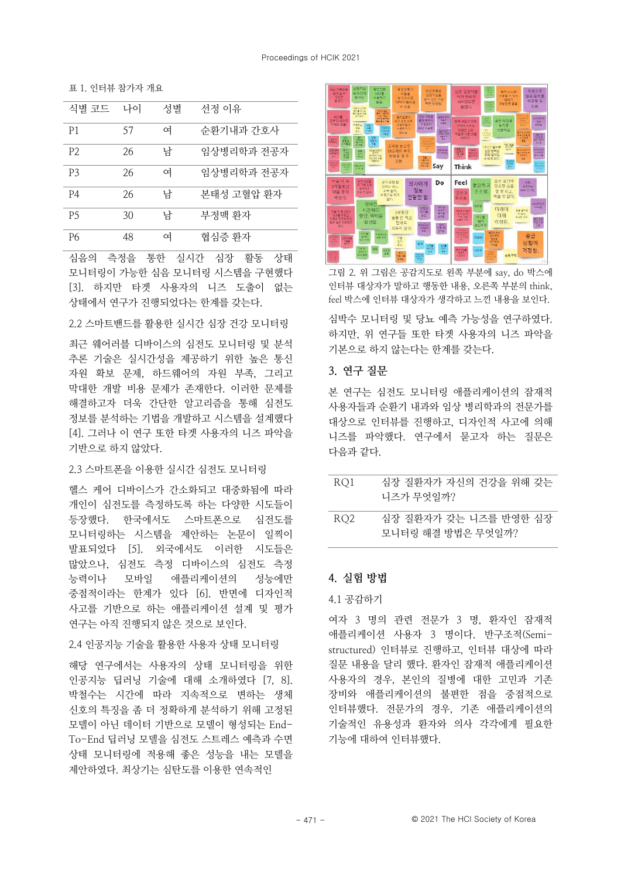표 1. 인터뷰 참가자 개요

| 식별 코드 | 나이 | 성별 | 선정 이유 |
|---|---|---|---|
| P1 | 57 | 여 | 순환기내과 간호사 |
| P2 | 26 | 남 | 임상병리학과 전공자 |
| P3 | 26 | 여 | 임상병리학과 전공자 |
| P4 | 26 | 남 | 본태성 고혈압 환자 |
| P5 | 30 | 남 | 부정맥 환자 |
| P6 | 48 | 여 | 협심증 환자 |

심음의 측정을 통한 실시간 심장 활동 상태 모니터링이 가능한 심음 모니터링 시스템을 구현했다 [3]. 하지만 타겟 사용자의 니즈 도출이 없는 상태에서 연구가 진행되었다는 한계를 갖는다.

### 2.2 스마트밴드를 활용한 실시간 심장 건강 모니터링

최근 웨어러블 디바이스의 심전도 모니터링 및 분석 추론 기술은 실시간성을 제공하기 위한 높은 통신 자원 확보 문제, 하드웨어의 자원 부족, 그리고 막대한 개발 비용 문제가 존재한다. 이러한 문제를 해결하고자 더욱 간단한 알고리즘을 통해 심전도 정보를 분석하는 기법을 개발하고 시스템을 설계했다 [4]. 그러나 이 연구 또한 타겟 사용자의 니즈 파악을 기반으로 하지 않았다.

### 2.3 스마트폰을 이용한 실시간 심전도 모니터링

헬스 케어 디바이스가 간소화되고 대중화됨에 따라 개인이 심전도를 측정하도록 하는 다양한 시도들이 등장했다. 한국에서도 스마트폰으로 심전도를 모니터링하는 시스템을 제안하는 논문이 일찍이 발표되었다 [5]. 외국에서도 이러한 시도들은 많았으나, 심전도 측정 디바이스의 심전도 측정 능력이나 모바일 애플리케이션의 성능에만 중점적이라는 한계가 있다 [6]. 반면에 디자인적 사고를 기반으로 하는 애플리케이션 설계 및 평가 연구는 아직 진행되지 않은 것으로 보인다.

### 2.4 인공지능 기술을 활용한 사용자 상태 모니터링

해당 연구에서는 사용자의 상태 모니터링을 위한 인공지능 딥러닝 기술에 대해 소개하였다 [7, 8]. 박철수는 시간에 따라 지속적으로 변하는 생체 신호의 특징을 좀 더 정확하게 분석하기 위해 고정된 모델이 아닌 데이터 기반으로 모델이 형성되는 End-To-End 딥러닝 모델을 심전도 스트레스 예측과 수면 상태 모니터링에 적용해 좋은 성능을 내는 모델을 제안하였다. 최상기는 심탄도를 이용한 연속적인 심박수 모니터링 및 당뇨 예측 가능성을 연구하였다. 하지만, 위 연구들 또한 타겟 사용자의 니즈 파악을 기본으로 하지 않는다는 한계를 갖는다.

그림 2. 위 그림은 공감지도로 왼쪽 부분에 say, do 박스에 인터뷰 대상자가 말하고 행동한 내용, 오른쪽 부분의 think, feel 박스에 인터뷰 대상자가 생각하고 느낀 내용을 보인다.

## 3. 연구 질문

본 연구는 심전도 모니터링 애플리케이션의 잠재적 사용자들과 순환기 내과와 임상 병리학과의 전문가를 대상으로 인터뷰를 진행하고, 디자인적 사고에 의해 니즈를 파악했다. 연구에서 묻고자 하는 질문은 다음과 같다.

| | |
|---|---|
| RQ1 | 심장 질환자가 자신의 건강을 위해 갖는 니즈가 무엇일까? |
| RQ2 | 심장 질환자가 갖는 니즈를 반영한 심장 모니터링 해결 방법은 무엇일까? |

## 4. 실험 방법

### 4.1 공감하기

여자 3 명의 관련 전문가 3 명, 환자인 잠재적 애플리케이션 사용자 3 명이다. 반구조적(Semi-structured) 인터뷰로 진행하고, 인터뷰 대상에 따라 질문 내용을 달리 했다. 환자인 잠재적 애플리케이션 사용자의 경우, 본인의 질병에 대한 고민과 기존 장비와 애플리케이션의 불편한 점을 중점적으로 인터뷰했다. 전문가의 경우, 기존 애플리케이션의 기술적인 유용성과 환자와 의사 각각에게 필요한 기능에 대하여 인터뷰했다.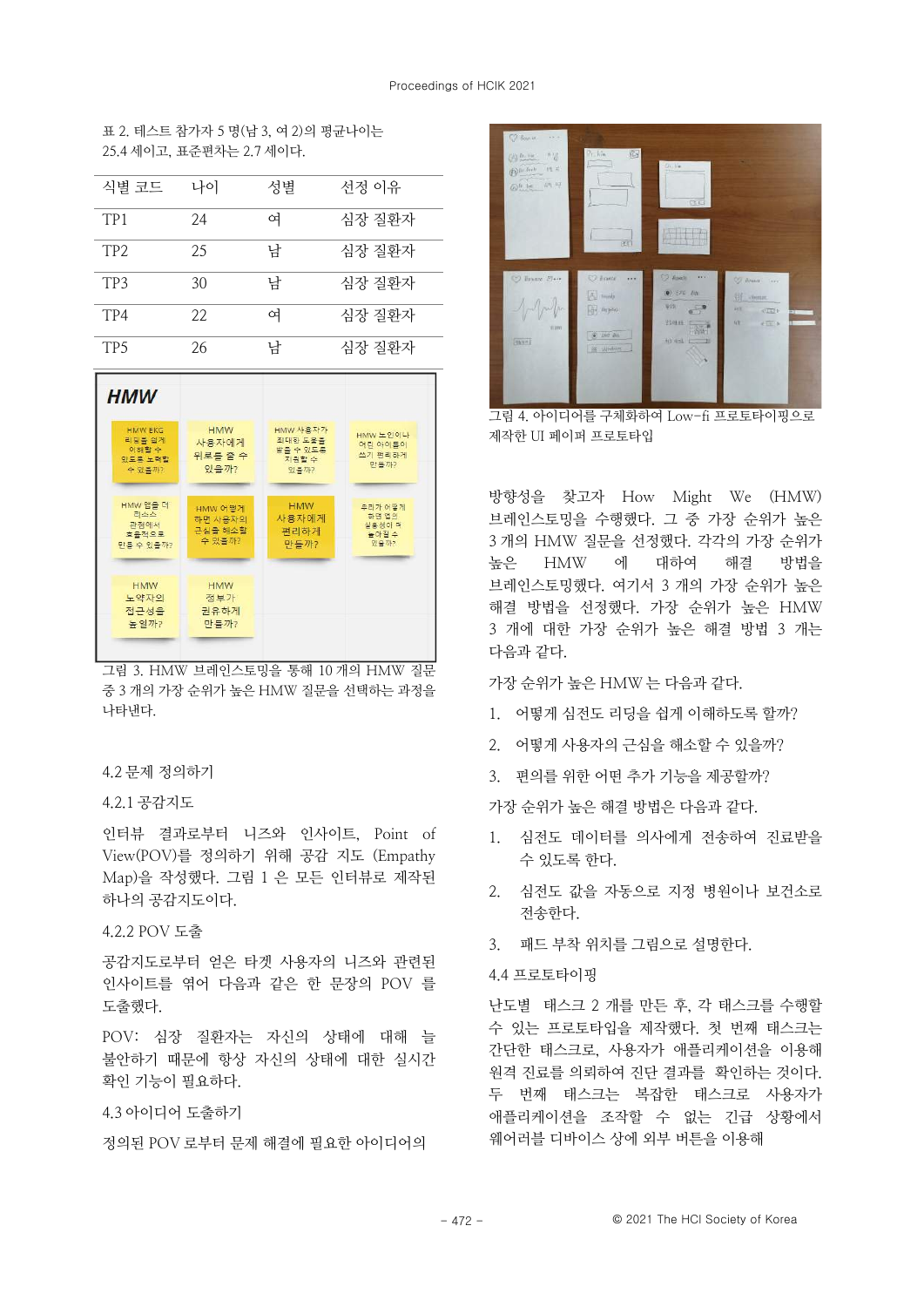표 2. 테스트 참가자 5 명(남 3, 여 2)의 평균나이는 25.4 세이고, 표준편차는 2.7 세이다.

| 식별 코드 | 나이 | 성별 | 선정 이유 |
|---|---|---|---|
| TP1 | 24 | 여 | 심장 질환자 |
| TP2 | 25 | 남 | 심장 질환자 |
| TP3 | 30 | 남 | 심장 질환자 |
| TP4 | 22 | 여 | 심장 질환자 |
| TP5 | 26 | 남 | 심장 질환자 |

그림 3. HMW 브레인스토밍을 통해 10 개의 HMW 질문 중 3 개의 가장 순위가 높은 HMW 질문을 선택하는 과정을 나타낸다.

4.2 문제 정의하기

4.2.1 공감지도

인터뷰 결과로부터 니즈와 인사이트, Point of View(POV)를 정의하기 위해 공감 지도 (Empathy Map)을 작성했다. 그림 1 은 모든 인터뷰로 제작된 하나의 공감지도이다.

4.2.2 POV 도출

공감지도로부터 얻은 타겟 사용자의 니즈와 관련된 인사이트를 엮어 다음과 같은 한 문장의 POV 를 도출했다.

POV: 심장 질환자는 자신의 상태에 대해 늘 불안하기 때문에 항상 자신의 상태에 대한 실시간 확인 기능이 필요하다.

4.3 아이디어 도출하기

정의된 POV 로부터 문제 해결에 필요한 아이디어의

그림 4. 아이디어를 구체화하여 Low-fi 프로토타이핑으로 제작한 UI 페이퍼 프로토타입

방향성을 찾고자 How Might We (HMW) 브레인스토밍을 수행했다. 그 중 가장 순위가 높은 3 개의 HMW 질문을 선정했다. 각각의 가장 순위가 높은 HMW 에 대하여 해결 방법을 브레인스토밍했다. 여기서 3 개의 가장 순위가 높은 해결 방법을 선정했다. 가장 순위가 높은 HMW 3 개에 대한 가장 순위가 높은 해결 방법 3 개는 다음과 같다.

가장 순위가 높은 HMW 는 다음과 같다.

1. 어떻게 심전도 리딩을 쉽게 이해하도록 할까?
2. 어떻게 사용자의 근심을 해소할 수 있을까?
3. 편의를 위한 어떤 추가 기능을 제공할까?

가장 순위가 높은 해결 방법은 다음과 같다.

1. 심전도 데이터를 의사에게 전송하여 진료받을 수 있도록 한다.
2. 심전도 값을 자동으로 지정 병원이나 보건소로 전송한다.
3. 패드 부착 위치를 그림으로 설명한다.

4.4 프로토타이핑

난도별 태스크 2 개를 만든 후, 각 태스크를 수행할 수 있는 프로토타입을 제작했다. 첫 번째 태스크는 간단한 태스크로, 사용자가 애플리케이션을 이용해 원격 진료를 의뢰하여 진단 결과를 확인하는 것이다. 두 번째 태스크는 복잡한 태스크로 사용자가 애플리케이션을 조작할 수 없는 긴급 상황에서 웨어러블 디바이스 상에 외부 버튼을 이용해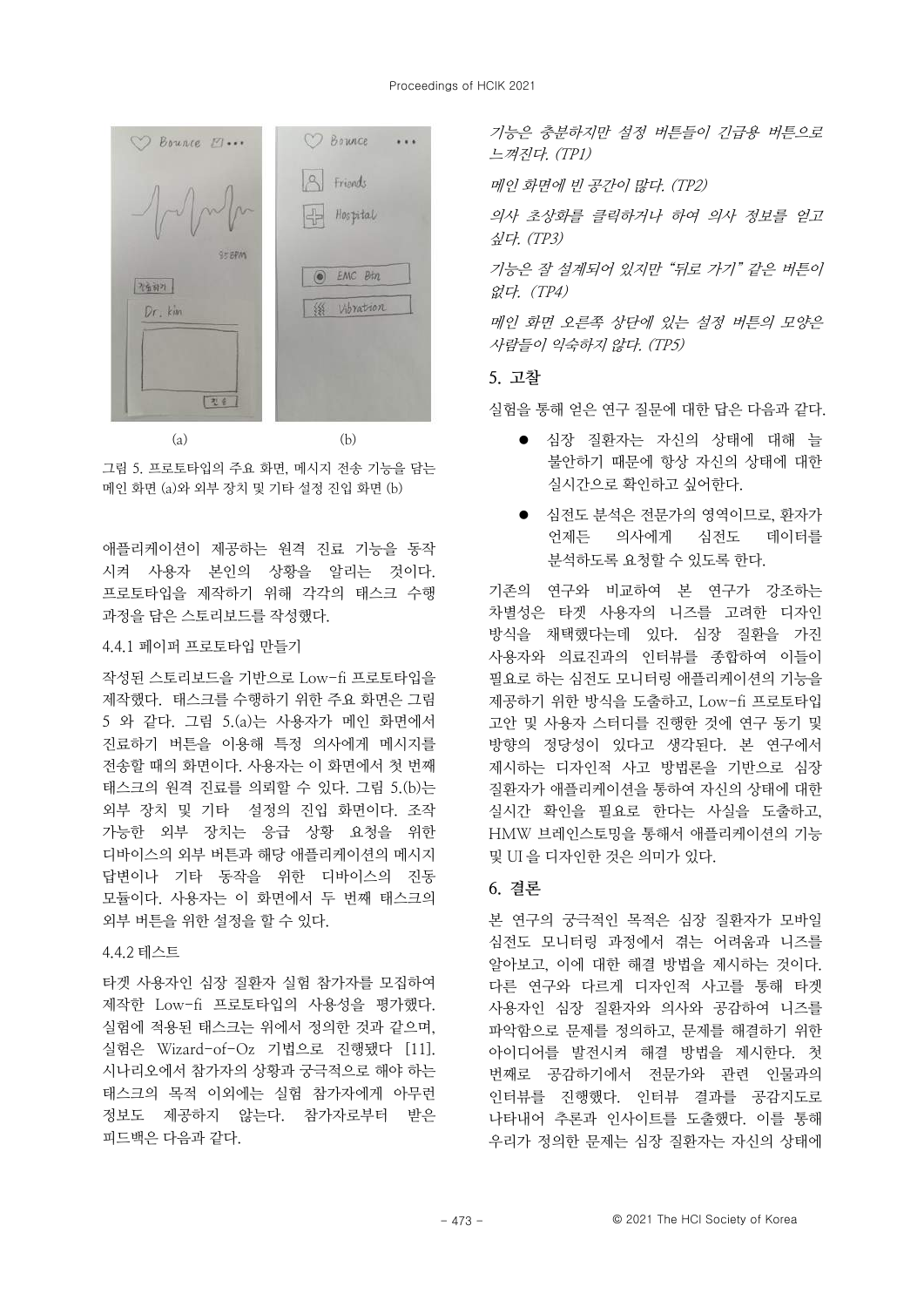그림 5. 프로토타입의 주요 화면, 메시지 전송 기능을 담는 메인 화면 (a)와 외부 장치 및 기타 설정 진입 화면 (b)

애플리케이션이 제공하는 원격 진료 기능을 동작시켜 사용자 본인의 상황을 알리는 것이다. 프로토타입을 제작하기 위해 각각의 태스크 수행 과정을 담은 스토리보드를 작성했다.

#### 4.4.1 페이퍼 프로토타입 만들기

작성된 스토리보드을 기반으로 Low-fi 프로토타입을 제작했다. 태스크를 수행하기 위한 주요 화면은 그림 5 와 같다. 그림 5.(a)는 사용자가 메인 화면에서 진료하기 버튼을 이용해 특정 의사에게 메시지를 전송할 때의 화면이다. 사용자는 이 화면에서 첫 번째 태스크의 원격 진료를 의뢰할 수 있다. 그림 5.(b)는 외부 장치 및 기타 설정의 진입 화면이다. 조작 가능한 외부 장치는 응급 상황 요청을 위한 디바이스의 외부 버튼과 해당 애플리케이션의 메시지 답변이나 기타 동작을 위한 디바이스의 진동 모듈이다. 사용자는 이 화면에서 두 번째 태스크의 외부 버튼을 위한 설정을 할 수 있다.

#### 4.4.2 테스트

타겟 사용자인 심장 질환자 실험 참가자를 모집하여 제작한 Low-fi 프로토타입의 사용성을 평가했다. 실험에 적용된 태스크는 위에서 정의한 것과 같으며, 실험은 Wizard-of-Oz 기법으로 진행됐다 [11]. 시나리오에서 참가자의 상황과 궁극적으로 해야 하는 태스크의 목적 이외에는 실험 참가자에게 아무런 정보도 제공하지 않는다. 참가자로부터 받은 피드백은 다음과 같다.

*기능은 충분하지만 설정 버튼들이 긴급용 버튼으로 느껴진다. (TP1)*

*메인 화면에 빈 공간이 많다. (TP2)*

*의사 초상화를 클릭하거나 하여 의사 정보를 얻고 싶다. (TP3)*

*기능은 잘 설계되어 있지만 "뒤로 가기" 같은 버튼이 없다. (TP4)*

*메인 화면 오른쪽 상단에 있는 설정 버튼의 모양은 사람들이 익숙하지 않다. (TP5)*

## 5. 고찰

실험을 통해 얻은 연구 질문에 대한 답은 다음과 같다.

- 심장 질환자는 자신의 상태에 대해 늘 불안하기 때문에 항상 자신의 상태에 대한 실시간으로 확인하고 싶어한다.
- 심전도 분석은 전문가의 영역이므로, 환자가 언제든 의사에게 심전도 데이터를 분석하도록 요청할 수 있도록 한다.

기존의 연구와 비교하여 본 연구가 강조하는 차별성은 타겟 사용자의 니즈를 고려한 디자인 방식을 채택했다는데 있다. 심장 질환을 가진 사용자와 의료진과의 인터뷰를 종합하여 이들이 필요로 하는 심전도 모니터링 애플리케이션의 기능을 제공하기 위한 방식을 도출하고, Low-fi 프로토타입 고안 및 사용자 스터디를 진행한 것에 연구 동기 및 방향의 정당성이 있다고 생각된다. 본 연구에서 제시하는 디자인적 사고 방법론을 기반으로 심장 질환자가 애플리케이션을 통하여 자신의 상태에 대한 실시간 확인을 필요로 한다는 사실을 도출하고, HMW 브레인스토밍을 통해서 애플리케이션의 기능 및 UI 을 디자인한 것은 의미가 있다.

## 6. 결론

본 연구의 궁극적인 목적은 심장 질환자가 모바일 심전도 모니터링 과정에서 겪는 어려움과 니즈를 알아보고, 이에 대한 해결 방법을 제시하는 것이다. 다른 연구와 다르게 디자인적 사고를 통해 타겟 사용자인 심장 질환자와 의사와 공감하여 니즈를 파악함으로 문제를 정의하고, 문제를 해결하기 위한 아이디어를 발전시켜 해결 방법을 제시한다. 첫 번째로 공감하기에서 전문가와 관련 인물과의 인터뷰를 진행했다. 인터뷰 결과를 공감지도로 나타내어 추론과 인사이트를 도출했다. 이를 통해 우리가 정의한 문제는 심장 질환자는 자신의 상태에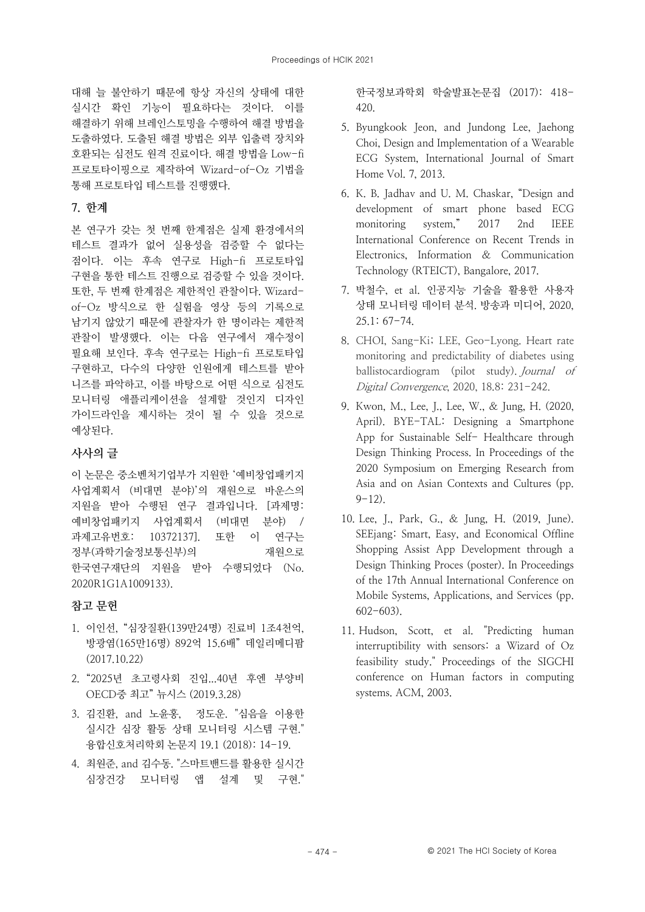대해 늘 불안하기 때문에 항상 자신의 상태에 대한 실시간 확인 기능이 필요하다는 것이다. 이를 해결하기 위해 브레인스토밍을 수행하여 해결 방법을 도출하였다. 도출된 해결 방법은 외부 입출력 장치와 호환되는 심전도 원격 진료이다. 해결 방법을 Low-fi 프로토타이핑으로 제작하여 Wizard-of-Oz 기법을 통해 프로토타입 테스트를 진행했다.

## 7. 한계

본 연구가 갖는 첫 번째 한계점은 실제 환경에서의 테스트 결과가 없어 실용성을 검증할 수 없다는 점이다. 이는 후속 연구로 High-fi 프로토타입 구현을 통한 테스트 진행으로 검증할 수 있을 것이다. 또한, 두 번째 한계점은 제한적인 관찰이다. Wizard-of-Oz 방식으로 한 실험을 영상 등의 기록으로 남기지 않았기 때문에 관찰자가 한 명이라는 제한적 관찰이 발생했다. 이는 다음 연구에서 재수정이 필요해 보인다. 후속 연구로는 High-fi 프로토타입 구현하고, 다수의 다양한 인원에게 테스트를 받아 니즈를 파악하고, 이를 바탕으로 어떤 식으로 심전도 모니터링 애플리케이션을 설계할 것인지 디자인 가이드라인을 제시하는 것이 될 수 있을 것으로 예상된다.

## 사사의 글

이 논문은 중소벤처기업부가 지원한 '예비창업패키지 사업계획서 (비대면 분야)'의 재원으로 바운스의 지원을 받아 수행된 연구 결과입니다. [과제명: 예비창업패키지 사업계획서 (비대면 분야) / 과제고유번호: 10372137]. 또한 이 연구는 정부(과학기술정보통신부)의 재원으로 한국연구재단의 지원을 받아 수행되었다 (No. 2020R1G1A1009133).

## 참고 문헌

1. 이인선, "심장질환(139만24명) 진료비 1조4천억, 방광염(165만16명) 892억 15.6배" 데일리메디팜 (2017.10.22)
2. "2025년 초고령사회 진입...40년 후엔 부양비 OECD중 최고" 뉴시스 (2019.3.28)
3. 김진환, and 노윤홍, 정도운. "심음을 이용한 실시간 심장 활동 상태 모니터링 시스템 구현." 융합신호처리학회 논문지 19.1 (2018): 14-19.
4. 최원준, and 김수동. "스마트밴드를 활용한 실시간 심장건강 모니터링 앱 설계 및 구현." 한국정보과학회 학술발표논문집 (2017): 418-420.
5. Byungkook Jeon, and Jundong Lee, Jaehong Choi, Design and Implementation of a Wearable ECG System, International Journal of Smart Home Vol. 7, 2013.
6. K. B. Jadhav and U. M. Chaskar, "Design and development of smart phone based ECG monitoring system," 2017 2nd IEEE International Conference on Recent Trends in Electronics, Information & Communication Technology (RTEICT), Bangalore, 2017.
7. 박철수, et al. 인공지능 기술을 활용한 사용자 상태 모니터링 데이터 분석. 방송과 미디어, 2020, 25.1: 67-74.
8. CHOI, Sang-Ki; LEE, Geo-Lyong. Heart rate monitoring and predictability of diabetes using ballistocardiogram (pilot study). *Journal of Digital Convergence*, 2020, 18.8: 231-242.
9. Kwon, M., Lee, J., Lee, W., & Jung, H. (2020, April). BYE-TAL: Designing a Smartphone App for Sustainable Self- Healthcare through Design Thinking Process. In Proceedings of the 2020 Symposium on Emerging Research from Asia and on Asian Contexts and Cultures (pp. 9-12).
10. Lee, J., Park, G., & Jung, H. (2019, June). SEEjang: Smart, Easy, and Economical Offline Shopping Assist App Development through a Design Thinking Proces (poster). In Proceedings of the 17th Annual International Conference on Mobile Systems, Applications, and Services (pp. 602-603).
11. Hudson, Scott, et al. "Predicting human interruptibility with sensors: a Wizard of Oz feasibility study." Proceedings of the SIGCHI conference on Human factors in computing systems. ACM, 2003.